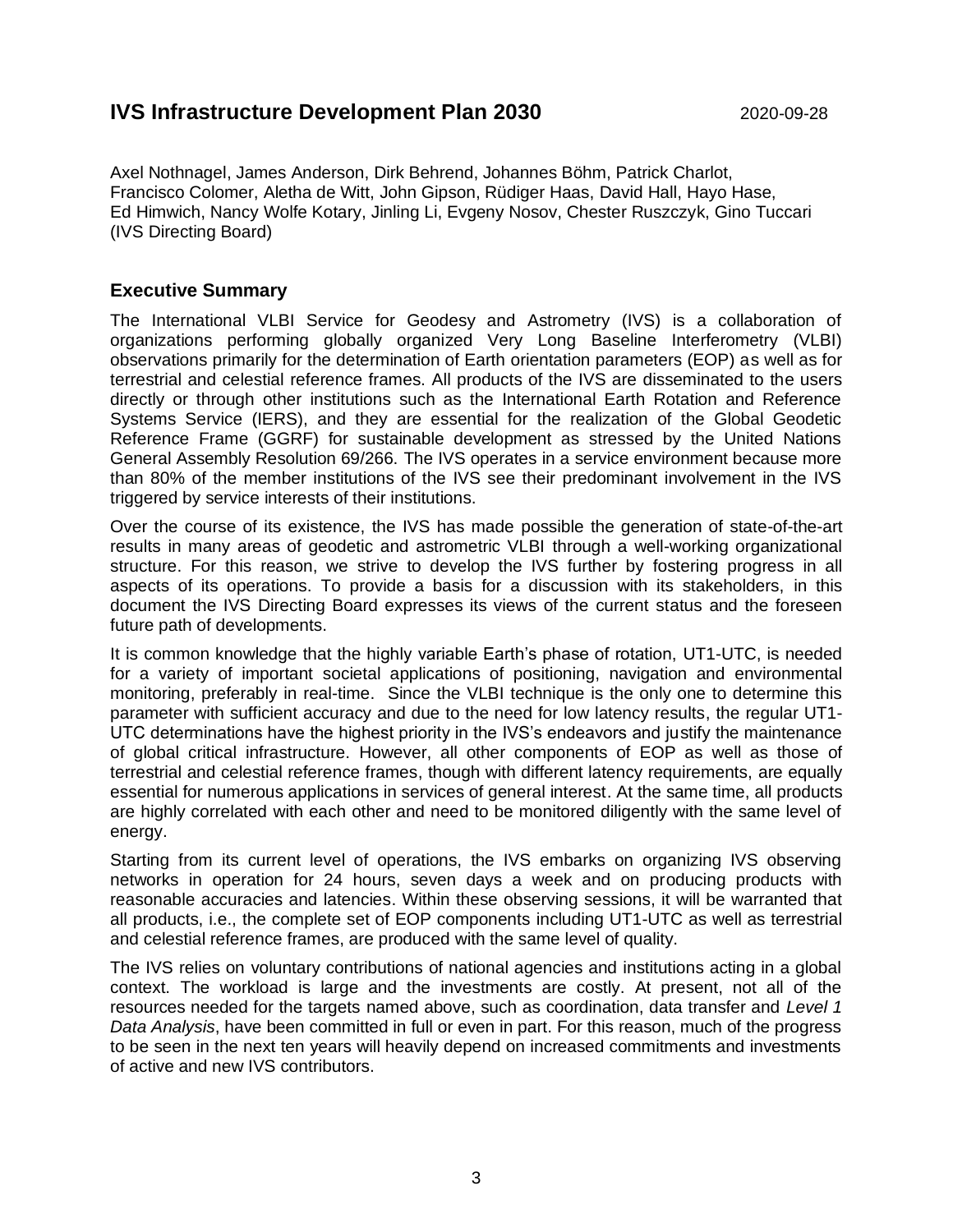# IVS Infrastructure Development Plan 2030

2020-09-28

Axel Nothnagel, James Anderson, Dirk Behrend, Johannes Böhm, Patrick Charlot, Francisco Colomer, Aletha de Witt, John Gipson, Rüdiger Haas, David Hall, Hayo Hase, Ed Himwich, Nancy Wolfe Kotary, Jinling Li, Evgeny Nosov, Chester Ruszczyk, Gino Tuccari (IVS Directing Board)

## Executive Summary

The International VLBI Service for Geodesy and Astrometry (IVS) is a collaboration of organizations performing globally organized Very Long Baseline Interferometry (VLBI) observations primarily for the determination of Earth orientation parameters (EOP) as well as for terrestrial and celestial reference frames. All products of the IVS are disseminated to the users directly or through other institutions such as the International Earth Rotation and Reference Systems Service (IERS), and they are essential for the realization of the Global Geodetic Reference Frame (GGRF) for sustainable development as stressed by the United Nations General Assembly Resolution 69/266. The IVS operates in a service environment because more than 80% of the member institutions of the IVS see their predominant involvement in the IVS triggered by service interests of their institutions.

Over the course of its existence, the IVS has made possible the generation of state-of-the-art results in many areas of geodetic and astrometric VLBI through a well-working organizational structure. For this reason, we strive to develop the IVS further by fostering progress in all aspects of its operations. To provide a basis for a discussion with its stakeholders, in this document the IVS Directing Board expresses its views of the current status and the foreseen future path of developments.

It is common knowledge that the highly variable Earth's phase of rotation, UT1-UTC, is needed for a variety of important societal applications of positioning, navigation and environmental monitoring, preferably in real-time. Since the VLBI technique is the only one to determine this parameter with sufficient accuracy and due to the need for low latency results, the regular UT1-UTC determinations have the highest priority in the IVS's endeavors and justify the maintenance of global critical infrastructure. However, all other components of EOP as well as those of terrestrial and celestial reference frames, though with different latency requirements, are equally essential for numerous applications in services of general interest. At the same time, all products are highly correlated with each other and need to be monitored diligently with the same level of energy.

Starting from its current level of operations, the IVS embarks on organizing IVS observing networks in operation for 24 hours, seven days a week and on producing products with reasonable accuracies and latencies. Within these observing sessions, it will be warranted that all products, i.e., the complete set of EOP components including UT1-UTC as well as terrestrial and celestial reference frames, are produced with the same level of quality.

The IVS relies on voluntary contributions of national agencies and institutions acting in a global context. The workload is large and the investments are costly. At present, not all of the resources needed for the targets named above, such as coordination, data transfer and *Level 1 Data Analysis*, have been committed in full or even in part. For this reason, much of the progress to be seen in the next ten years will heavily depend on increased commitments and investments of active and new IVS contributors.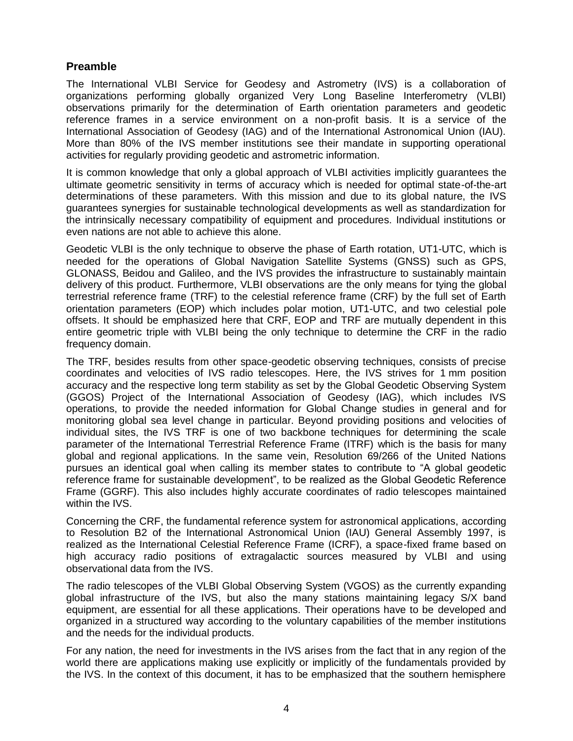## Preamble

The International VLBI Service for Geodesy and Astrometry (IVS) is a collaboration of organizations performing globally organized Very Long Baseline Interferometry (VLBI) observations primarily for the determination of Earth orientation parameters and geodetic reference frames in a service environment on a non-profit basis. It is a service of the International Association of Geodesy (IAG) and of the International Astronomical Union (IAU). More than 80% of the IVS member institutions see their mandate in supporting operational activities for regularly providing geodetic and astrometric information.

It is common knowledge that only a global approach of VLBI activities implicitly guarantees the ultimate geometric sensitivity in terms of accuracy which is needed for optimal state-of-the-art determinations of these parameters. With this mission and due to its global nature, the IVS guarantees synergies for sustainable technological developments as well as standardization for the intrinsically necessary compatibility of equipment and procedures. Individual institutions or even nations are not able to achieve this alone.

Geodetic VLBI is the only technique to observe the phase of Earth rotation, UT1-UTC, which is needed for the operations of Global Navigation Satellite Systems (GNSS) such as GPS, GLONASS, Beidou and Galileo, and the IVS provides the infrastructure to sustainably maintain delivery of this product. Furthermore, VLBI observations are the only means for tying the global terrestrial reference frame (TRF) to the celestial reference frame (CRF) by the full set of Earth orientation parameters (EOP) which includes polar motion, UT1-UTC, and two celestial pole offsets. It should be emphasized here that CRF, EOP and TRF are mutually dependent in this entire geometric triple with VLBI being the only technique to determine the CRF in the radio frequency domain.

The TRF, besides results from other space-geodetic observing techniques, consists of precise coordinates and velocities of IVS radio telescopes. Here, the IVS strives for 1 mm position accuracy and the respective long term stability as set by the Global Geodetic Observing System (GGOS) Project of the International Association of Geodesy (IAG), which includes IVS operations, to provide the needed information for Global Change studies in general and for monitoring global sea level change in particular. Beyond providing positions and velocities of individual sites, the IVS TRF is one of two backbone techniques for determining the scale parameter of the International Terrestrial Reference Frame (ITRF) which is the basis for many global and regional applications. In the same vein, Resolution 69/266 of the United Nations pursues an identical goal when calling its member states to contribute to "A global geodetic reference frame for sustainable development", to be realized as the Global Geodetic Reference Frame (GGRF). This also includes highly accurate coordinates of radio telescopes maintained within the IVS.

Concerning the CRF, the fundamental reference system for astronomical applications, according to Resolution B2 of the International Astronomical Union (IAU) General Assembly 1997, is realized as the International Celestial Reference Frame (ICRF), a space-fixed frame based on high accuracy radio positions of extragalactic sources measured by VLBI and using observational data from the IVS.

The radio telescopes of the VLBI Global Observing System (VGOS) as the currently expanding global infrastructure of the IVS, but also the many stations maintaining legacy S/X band equipment, are essential for all these applications. Their operations have to be developed and organized in a structured way according to the voluntary capabilities of the member institutions and the needs for the individual products.

For any nation, the need for investments in the IVS arises from the fact that in any region of the world there are applications making use explicitly or implicitly of the fundamentals provided by the IVS. In the context of this document, it has to be emphasized that the southern hemisphere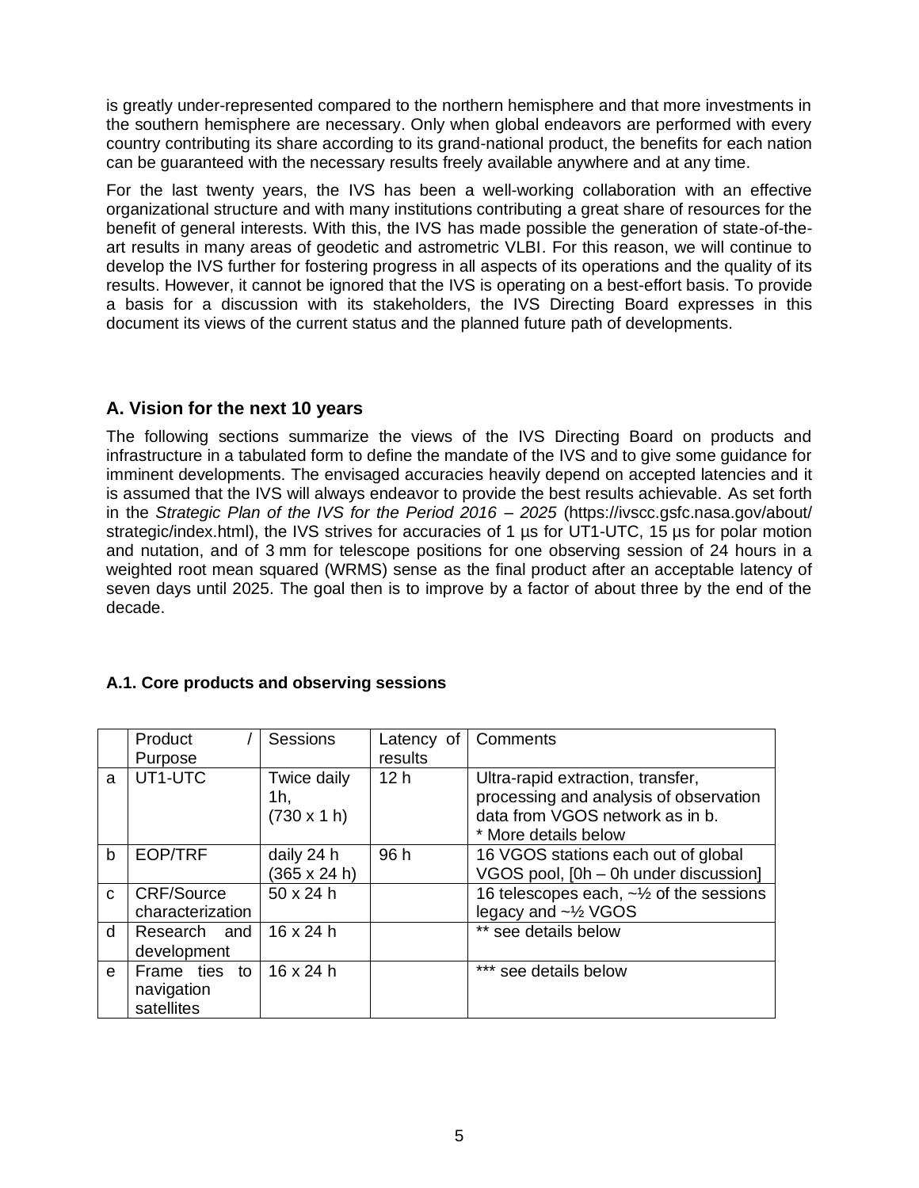is greatly under-represented compared to the northern hemisphere and that more investments in the southern hemisphere are necessary. Only when global endeavors are performed with every country contributing its share according to its grand-national product, the benefits for each nation can be guaranteed with the necessary results freely available anywhere and at any time.

For the last twenty years, the IVS has been a well-working collaboration with an effective organizational structure and with many institutions contributing a great share of resources for the benefit of general interests. With this, the IVS has made possible the generation of state-of-the-art results in many areas of geodetic and astrometric VLBI. For this reason, we will continue to develop the IVS further for fostering progress in all aspects of its operations and the quality of its results. However, it cannot be ignored that the IVS is operating on a best-effort basis. To provide a basis for a discussion with its stakeholders, the IVS Directing Board expresses in this document its views of the current status and the planned future path of developments.

## A. Vision for the next 10 years

The following sections summarize the views of the IVS Directing Board on products and infrastructure in a tabulated form to define the mandate of the IVS and to give some guidance for imminent developments. The envisaged accuracies heavily depend on accepted latencies and it is assumed that the IVS will always endeavor to provide the best results achievable. As set forth in the *Strategic Plan of the IVS for the Period 2016 – 2025* (https://ivscc.gsfc.nasa.gov/about/strategic/index.html), the IVS strives for accuracies of 1 µs for UT1-UTC, 15 µs for polar motion and nutation, and of 3 mm for telescope positions for one observing session of 24 hours in a weighted root mean squared (WRMS) sense as the final product after an acceptable latency of seven days until 2025. The goal then is to improve by a factor of about three by the end of the decade.

### A.1. Core products and observing sessions

| | Product / Purpose | Sessions | Latency of results | Comments |
|---|---|---|---|---|
| a | UT1-UTC | Twice daily 1h, (730 x 1 h) | 12 h | Ultra-rapid extraction, transfer, processing and analysis of observation data from VGOS network as in b. * More details below |
| b | EOP/TRF | daily 24 h (365 x 24 h) | 96 h | 16 VGOS stations each out of global VGOS pool, [0h – 0h under discussion] |
| c | CRF/Source characterization | 50 x 24 h | | 16 telescopes each, ~½ of the sessions legacy and ~½ VGOS |
| d | Research and development | 16 x 24 h | | ** see details below |
| e | Frame ties to navigation satellites | 16 x 24 h | | *** see details below |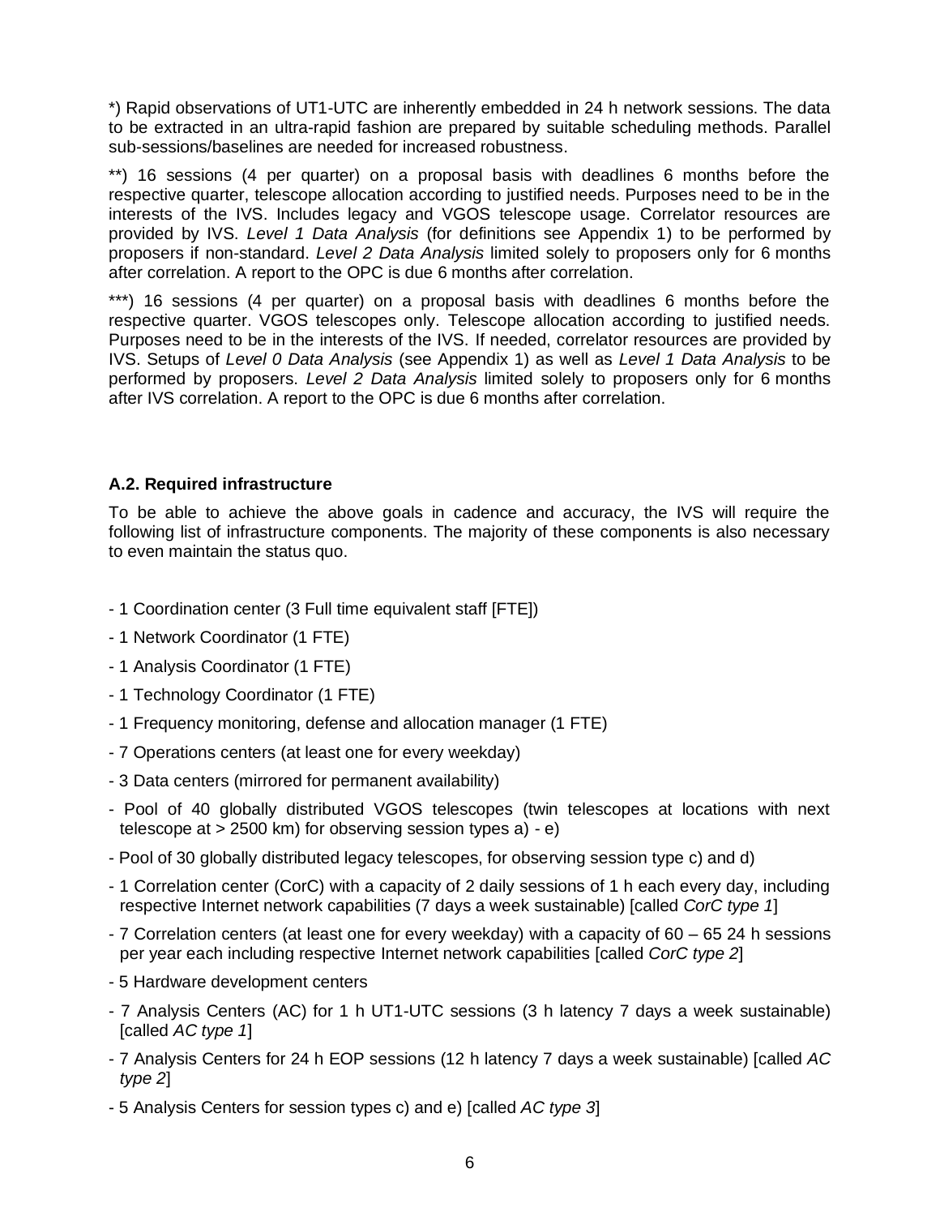*) Rapid observations of UT1-UTC are inherently embedded in 24 h network sessions. The data to be extracted in an ultra-rapid fashion are prepared by suitable scheduling methods. Parallel sub-sessions/baselines are needed for increased robustness.

**) 16 sessions (4 per quarter) on a proposal basis with deadlines 6 months before the respective quarter, telescope allocation according to justified needs. Purposes need to be in the interests of the IVS. Includes legacy and VGOS telescope usage. Correlator resources are provided by IVS. *Level 1 Data Analysis* (for definitions see Appendix 1) to be performed by proposers if non-standard. *Level 2 Data Analysis* limited solely to proposers only for 6 months after correlation. A report to the OPC is due 6 months after correlation.

***) 16 sessions (4 per quarter) on a proposal basis with deadlines 6 months before the respective quarter. VGOS telescopes only. Telescope allocation according to justified needs. Purposes need to be in the interests of the IVS. If needed, correlator resources are provided by IVS. Setups of *Level 0 Data Analysis* (see Appendix 1) as well as *Level 1 Data Analysis* to be performed by proposers. *Level 2 Data Analysis* limited solely to proposers only for 6 months after IVS correlation. A report to the OPC is due 6 months after correlation.

### A.2. Required infrastructure

To be able to achieve the above goals in cadence and accuracy, the IVS will require the following list of infrastructure components. The majority of these components is also necessary to even maintain the status quo.

- 1 Coordination center (3 Full time equivalent staff [FTE])
- 1 Network Coordinator (1 FTE)
- 1 Analysis Coordinator (1 FTE)
- 1 Technology Coordinator (1 FTE)
- 1 Frequency monitoring, defense and allocation manager (1 FTE)
- 7 Operations centers (at least one for every weekday)
- 3 Data centers (mirrored for permanent availability)
- Pool of 40 globally distributed VGOS telescopes (twin telescopes at locations with next telescope at > 2500 km) for observing session types a) - e)
- Pool of 30 globally distributed legacy telescopes, for observing session type c) and d)
- 1 Correlation center (CorC) with a capacity of 2 daily sessions of 1 h each every day, including respective Internet network capabilities (7 days a week sustainable) [called *CorC type 1*]
- 7 Correlation centers (at least one for every weekday) with a capacity of 60 – 65 24 h sessions per year each including respective Internet network capabilities [called *CorC type 2*]
- 5 Hardware development centers
- 7 Analysis Centers (AC) for 1 h UT1-UTC sessions (3 h latency 7 days a week sustainable) [called *AC type 1*]
- 7 Analysis Centers for 24 h EOP sessions (12 h latency 7 days a week sustainable) [called *AC type 2*]
- 5 Analysis Centers for session types c) and e) [called *AC type 3*]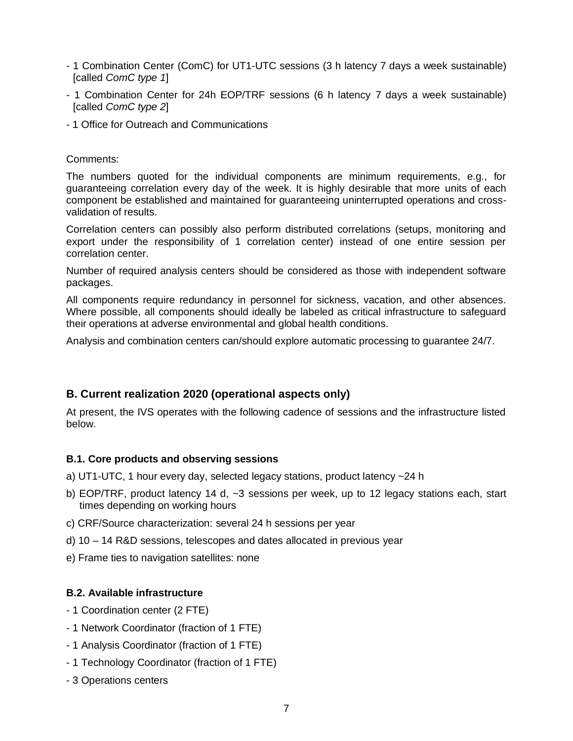- 1 Combination Center (ComC) for UT1-UTC sessions (3 h latency 7 days a week sustainable) [called *ComC type 1*]
- 1 Combination Center for 24h EOP/TRF sessions (6 h latency 7 days a week sustainable) [called *ComC type 2*]
- 1 Office for Outreach and Communications

Comments:

The numbers quoted for the individual components are minimum requirements, e.g., for guaranteeing correlation every day of the week. It is highly desirable that more units of each component be established and maintained for guaranteeing uninterrupted operations and cross-validation of results.

Correlation centers can possibly also perform distributed correlations (setups, monitoring and export under the responsibility of 1 correlation center) instead of one entire session per correlation center.

Number of required analysis centers should be considered as those with independent software packages.

All components require redundancy in personnel for sickness, vacation, and other absences. Where possible, all components should ideally be labeled as critical infrastructure to safeguard their operations at adverse environmental and global health conditions.

Analysis and combination centers can/should explore automatic processing to guarantee 24/7.

## B. Current realization 2020 (operational aspects only)

At present, the IVS operates with the following cadence of sessions and the infrastructure listed below.

### B.1. Core products and observing sessions

a) UT1-UTC, 1 hour every day, selected legacy stations, product latency ~24 h

b) EOP/TRF, product latency 14 d, ~3 sessions per week, up to 12 legacy stations each, start times depending on working hours

c) CRF/Source characterization: several 24 h sessions per year

d) 10 – 14 R&D sessions, telescopes and dates allocated in previous year

e) Frame ties to navigation satellites: none

### B.2. Available infrastructure

- 1 Coordination center (2 FTE)
- 1 Network Coordinator (fraction of 1 FTE)
- 1 Analysis Coordinator (fraction of 1 FTE)
- 1 Technology Coordinator (fraction of 1 FTE)
- 3 Operations centers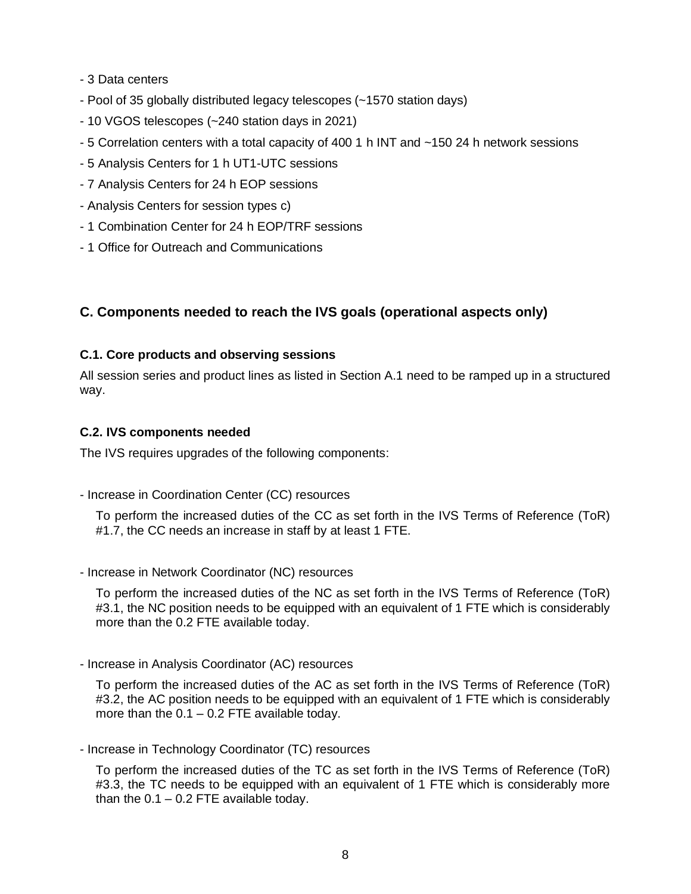- 3 Data centers
- Pool of 35 globally distributed legacy telescopes (~1570 station days)
- 10 VGOS telescopes (~240 station days in 2021)
- 5 Correlation centers with a total capacity of 400 1 h INT and ~150 24 h network sessions
- 5 Analysis Centers for 1 h UT1-UTC sessions
- 7 Analysis Centers for 24 h EOP sessions
- Analysis Centers for session types c)
- 1 Combination Center for 24 h EOP/TRF sessions
- 1 Office for Outreach and Communications

## C. Components needed to reach the IVS goals (operational aspects only)

### C.1. Core products and observing sessions

All session series and product lines as listed in Section A.1 need to be ramped up in a structured way.

### C.2. IVS components needed

The IVS requires upgrades of the following components:

- Increase in Coordination Center (CC) resources

  To perform the increased duties of the CC as set forth in the IVS Terms of Reference (ToR) #1.7, the CC needs an increase in staff by at least 1 FTE.

- Increase in Network Coordinator (NC) resources

  To perform the increased duties of the NC as set forth in the IVS Terms of Reference (ToR) #3.1, the NC position needs to be equipped with an equivalent of 1 FTE which is considerably more than the 0.2 FTE available today.

- Increase in Analysis Coordinator (AC) resources

  To perform the increased duties of the AC as set forth in the IVS Terms of Reference (ToR) #3.2, the AC position needs to be equipped with an equivalent of 1 FTE which is considerably more than the 0.1 – 0.2 FTE available today.

- Increase in Technology Coordinator (TC) resources

  To perform the increased duties of the TC as set forth in the IVS Terms of Reference (ToR) #3.3, the TC needs to be equipped with an equivalent of 1 FTE which is considerably more than the 0.1 – 0.2 FTE available today.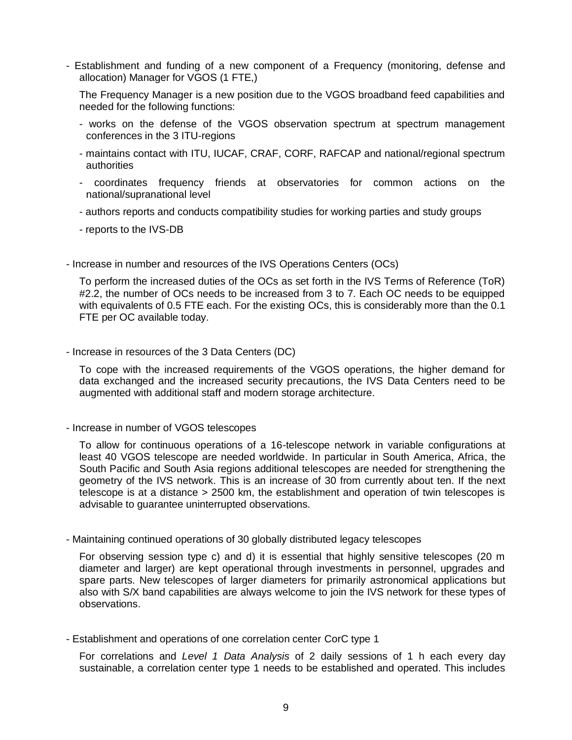- Establishment and funding of a new component of a Frequency (monitoring, defense and allocation) Manager for VGOS (1 FTE,)

  The Frequency Manager is a new position due to the VGOS broadband feed capabilities and needed for the following functions:

  - works on the defense of the VGOS observation spectrum at spectrum management conferences in the 3 ITU-regions
  - maintains contact with ITU, IUCAF, CRAF, CORF, RAFCAP and national/regional spectrum authorities
  - coordinates frequency friends at observatories for common actions on the national/supranational level
  - authors reports and conducts compatibility studies for working parties and study groups
  - reports to the IVS-DB

- Increase in number and resources of the IVS Operations Centers (OCs)

  To perform the increased duties of the OCs as set forth in the IVS Terms of Reference (ToR) #2.2, the number of OCs needs to be increased from 3 to 7. Each OC needs to be equipped with equivalents of 0.5 FTE each. For the existing OCs, this is considerably more than the 0.1 FTE per OC available today.

- Increase in resources of the 3 Data Centers (DC)

  To cope with the increased requirements of the VGOS operations, the higher demand for data exchanged and the increased security precautions, the IVS Data Centers need to be augmented with additional staff and modern storage architecture.

- Increase in number of VGOS telescopes

  To allow for continuous operations of a 16-telescope network in variable configurations at least 40 VGOS telescope are needed worldwide. In particular in South America, Africa, the South Pacific and South Asia regions additional telescopes are needed for strengthening the geometry of the IVS network. This is an increase of 30 from currently about ten. If the next telescope is at a distance > 2500 km, the establishment and operation of twin telescopes is advisable to guarantee uninterrupted observations.

- Maintaining continued operations of 30 globally distributed legacy telescopes

  For observing session type c) and d) it is essential that highly sensitive telescopes (20 m diameter and larger) are kept operational through investments in personnel, upgrades and spare parts. New telescopes of larger diameters for primarily astronomical applications but also with S/X band capabilities are always welcome to join the IVS network for these types of observations.

- Establishment and operations of one correlation center CorC type 1

  For correlations and *Level 1 Data Analysis* of 2 daily sessions of 1 h each every day sustainable, a correlation center type 1 needs to be established and operated. This includes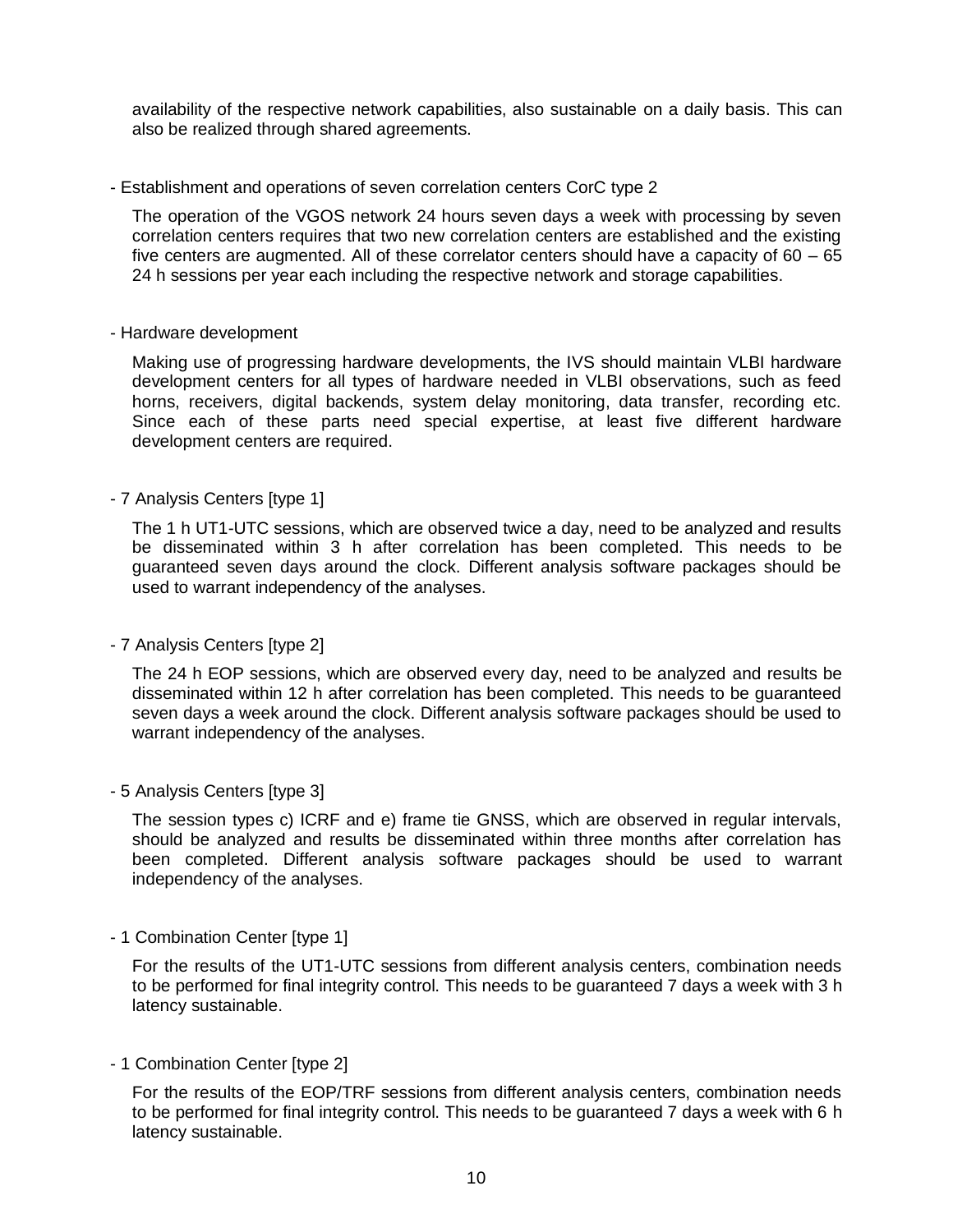availability of the respective network capabilities, also sustainable on a daily basis. This can also be realized through shared agreements.

- Establishment and operations of seven correlation centers CorC type 2

  The operation of the VGOS network 24 hours seven days a week with processing by seven correlation centers requires that two new correlation centers are established and the existing five centers are augmented. All of these correlator centers should have a capacity of 60 – 65 24 h sessions per year each including the respective network and storage capabilities.

- Hardware development

  Making use of progressing hardware developments, the IVS should maintain VLBI hardware development centers for all types of hardware needed in VLBI observations, such as feed horns, receivers, digital backends, system delay monitoring, data transfer, recording etc. Since each of these parts need special expertise, at least five different hardware development centers are required.

- 7 Analysis Centers [type 1]

  The 1 h UT1-UTC sessions, which are observed twice a day, need to be analyzed and results be disseminated within 3 h after correlation has been completed. This needs to be guaranteed seven days around the clock. Different analysis software packages should be used to warrant independency of the analyses.

- 7 Analysis Centers [type 2]

  The 24 h EOP sessions, which are observed every day, need to be analyzed and results be disseminated within 12 h after correlation has been completed. This needs to be guaranteed seven days a week around the clock. Different analysis software packages should be used to warrant independency of the analyses.

- 5 Analysis Centers [type 3]

  The session types c) ICRF and e) frame tie GNSS, which are observed in regular intervals, should be analyzed and results be disseminated within three months after correlation has been completed. Different analysis software packages should be used to warrant independency of the analyses.

- 1 Combination Center [type 1]

  For the results of the UT1-UTC sessions from different analysis centers, combination needs to be performed for final integrity control. This needs to be guaranteed 7 days a week with 3 h latency sustainable.

- 1 Combination Center [type 2]

  For the results of the EOP/TRF sessions from different analysis centers, combination needs to be performed for final integrity control. This needs to be guaranteed 7 days a week with 6 h latency sustainable.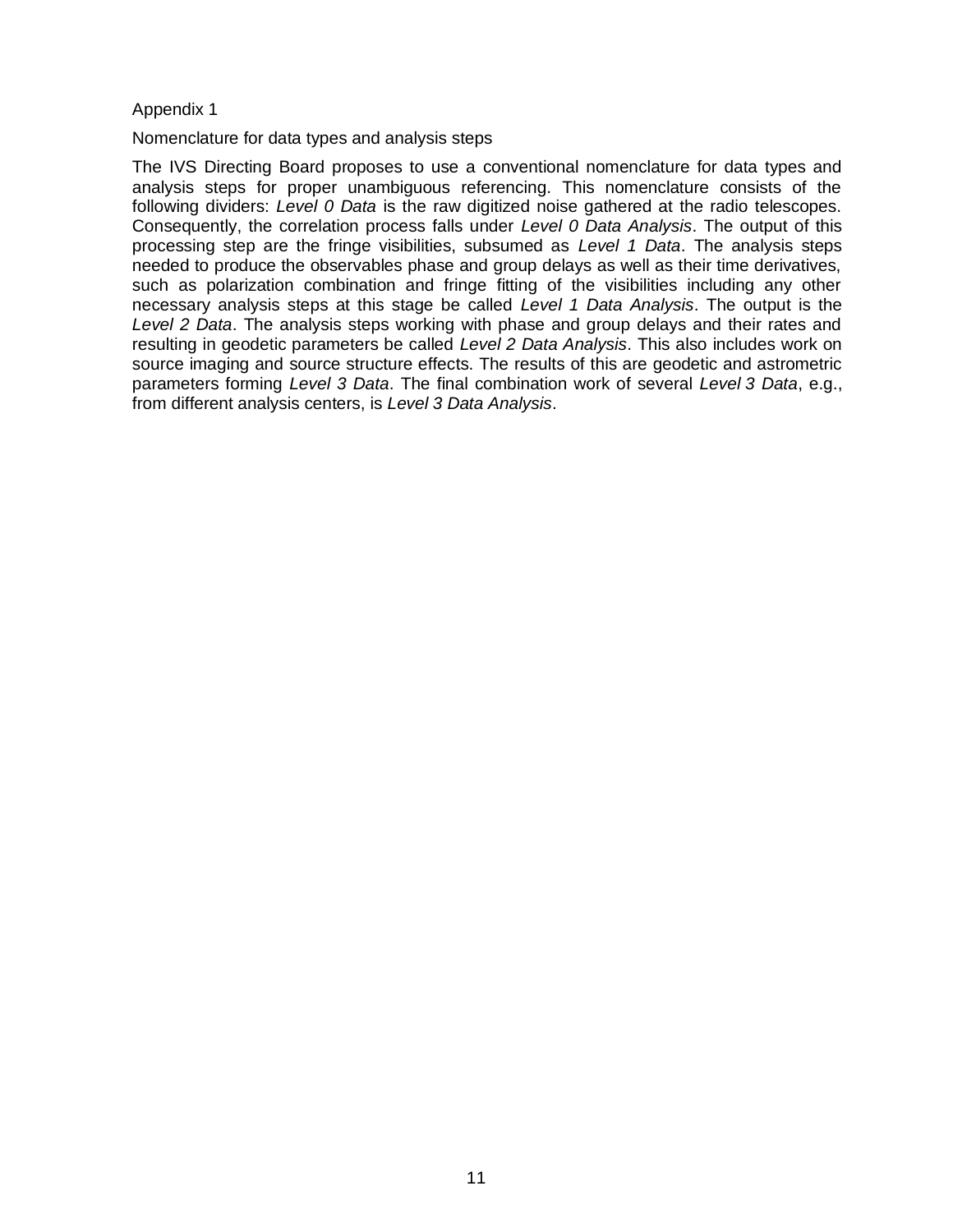Appendix 1

Nomenclature for data types and analysis steps

The IVS Directing Board proposes to use a conventional nomenclature for data types and analysis steps for proper unambiguous referencing. This nomenclature consists of the following dividers: *Level 0 Data* is the raw digitized noise gathered at the radio telescopes. Consequently, the correlation process falls under *Level 0 Data Analysis*. The output of this processing step are the fringe visibilities, subsumed as *Level 1 Data*. The analysis steps needed to produce the observables phase and group delays as well as their time derivatives, such as polarization combination and fringe fitting of the visibilities including any other necessary analysis steps at this stage be called *Level 1 Data Analysis*. The output is the *Level 2 Data*. The analysis steps working with phase and group delays and their rates and resulting in geodetic parameters be called *Level 2 Data Analysis*. This also includes work on source imaging and source structure effects. The results of this are geodetic and astrometric parameters forming *Level 3 Data*. The final combination work of several *Level 3 Data*, e.g., from different analysis centers, is *Level 3 Data Analysis*.